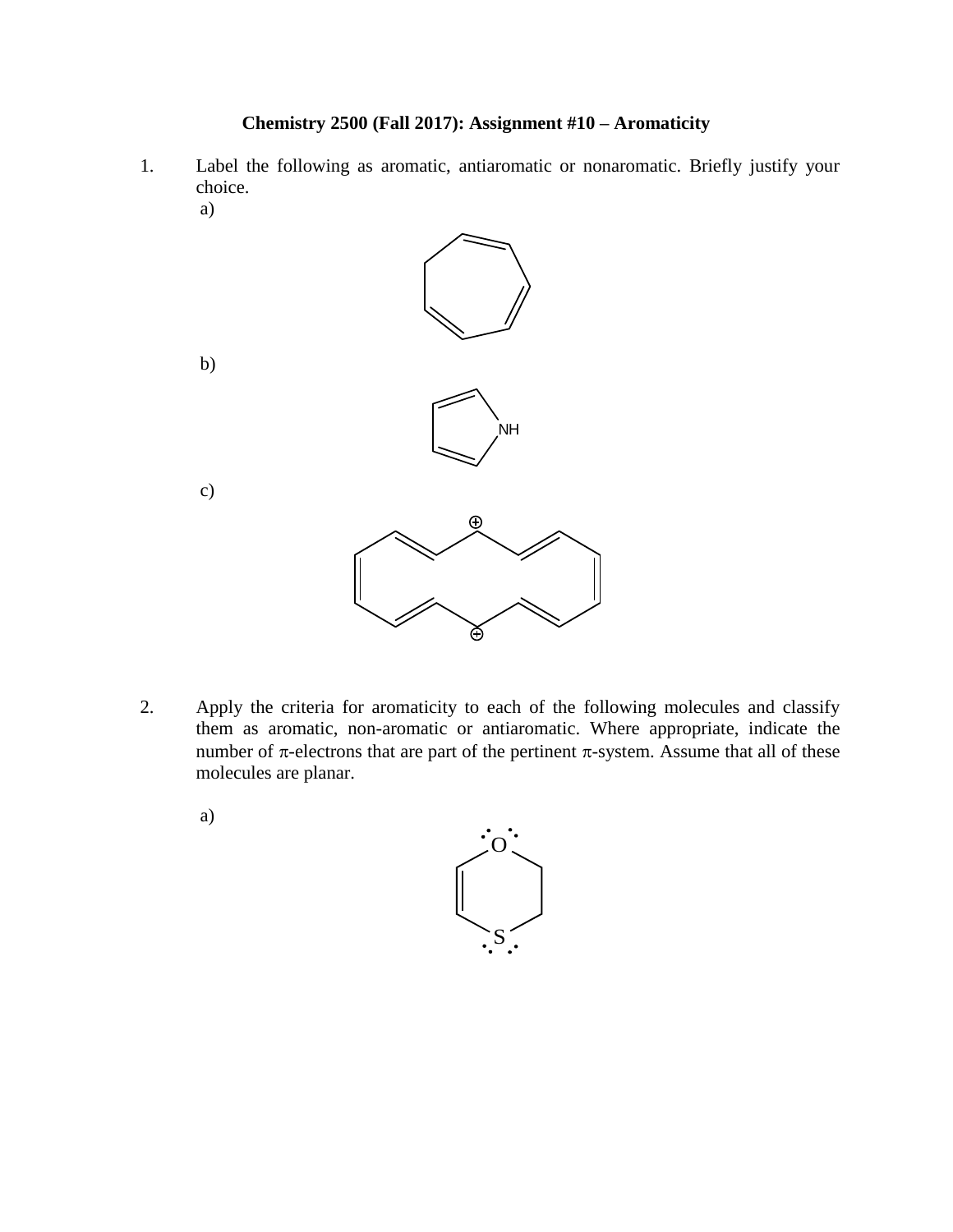**Chemistry 2500 (Fall 2017): Assignment #10 – Aromaticity**

1. Label the following as aromatic, antiaromatic or nonaromatic. Briefly justify your choice.

   a)

   b)

   NH

   c)

2. Apply the criteria for aromaticity to each of the following molecules and classify them as aromatic, non-aromatic or antiaromatic. Where appropriate, indicate the number of $\pi$-electrons that are part of the pertinent $\pi$-system. Assume that all of these molecules are planar.

   a)

   O

   S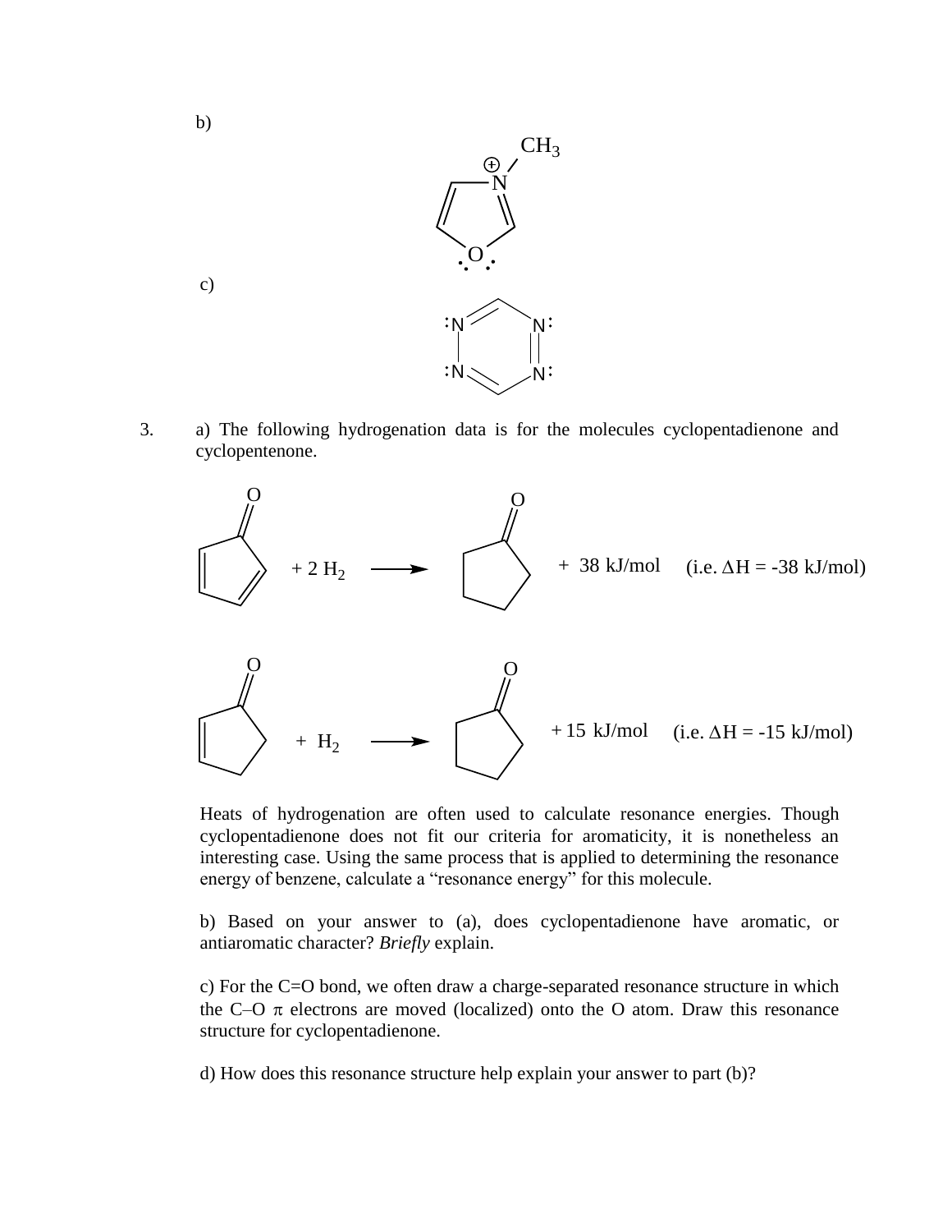b)

c)

3. a) The following hydrogenation data is for the molecules cyclopentadienone and cyclopentenone.

$$+ 2\ H_2 \longrightarrow \quad + \ 38\ \text{kJ/mol} \quad (\text{i.e. } \Delta H = -38\ \text{kJ/mol})$$

$$+ \ H_2 \longrightarrow \quad + 15\ \text{kJ/mol} \quad (\text{i.e. } \Delta H = -15\ \text{kJ/mol})$$

Heats of hydrogenation are often used to calculate resonance energies. Though cyclopentadienone does not fit our criteria for aromaticity, it is nonetheless an interesting case. Using the same process that is applied to determining the resonance energy of benzene, calculate a "resonance energy" for this molecule.

b) Based on your answer to (a), does cyclopentadienone have aromatic, or antiaromatic character? *Briefly* explain.

c) For the C=O bond, we often draw a charge-separated resonance structure in which the C–O $\pi$ electrons are moved (localized) onto the O atom. Draw this resonance structure for cyclopentadienone.

d) How does this resonance structure help explain your answer to part (b)?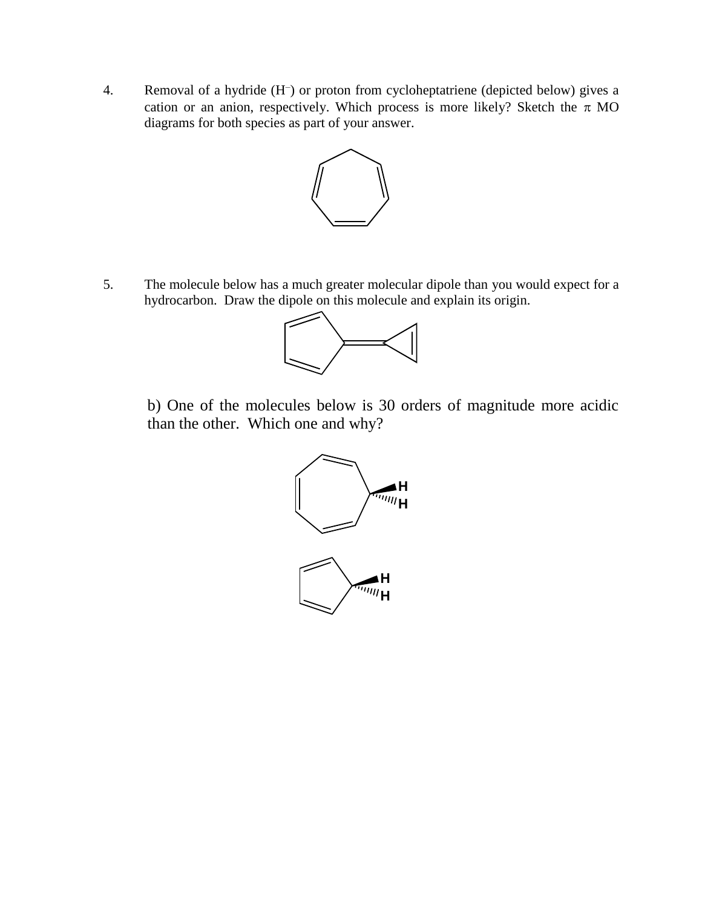4. Removal of a hydride ($H^-$) or proton from cycloheptatriene (depicted below) gives a cation or an anion, respectively. Which process is more likely? Sketch the $\pi$ MO diagrams for both species as part of your answer.

5. The molecule below has a much greater molecular dipole than you would expect for a hydrocarbon. Draw the dipole on this molecule and explain its origin.

b) One of the molecules below is 30 orders of magnitude more acidic than the other. Which one and why?

H
H

H
H